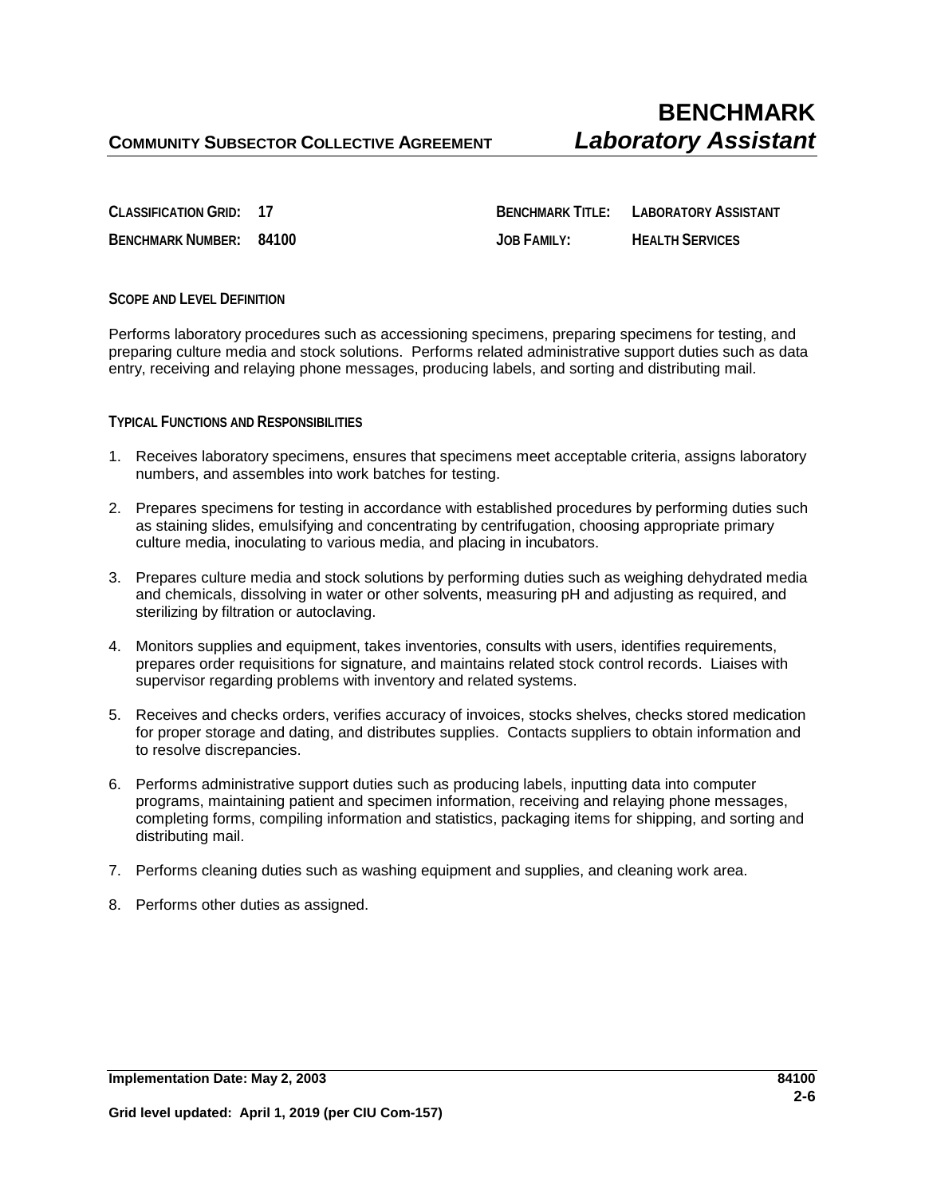# BENCHMARK

**COMMUNITY SUBSECTOR COLLECTIVE AGREEMENT** ***Laboratory Assistant***

| | | | |
|---|---|---|---|
| **CLASSIFICATION GRID:** | **17** | **BENCHMARK TITLE:** | **LABORATORY ASSISTANT** |
| **BENCHMARK NUMBER:** | **84100** | **JOB FAMILY:** | **HEALTH SERVICES** |

## SCOPE AND LEVEL DEFINITION

Performs laboratory procedures such as accessioning specimens, preparing specimens for testing, and preparing culture media and stock solutions. Performs related administrative support duties such as data entry, receiving and relaying phone messages, producing labels, and sorting and distributing mail.

## TYPICAL FUNCTIONS AND RESPONSIBILITIES

1. Receives laboratory specimens, ensures that specimens meet acceptable criteria, assigns laboratory numbers, and assembles into work batches for testing.

2. Prepares specimens for testing in accordance with established procedures by performing duties such as staining slides, emulsifying and concentrating by centrifugation, choosing appropriate primary culture media, inoculating to various media, and placing in incubators.

3. Prepares culture media and stock solutions by performing duties such as weighing dehydrated media and chemicals, dissolving in water or other solvents, measuring pH and adjusting as required, and sterilizing by filtration or autoclaving.

4. Monitors supplies and equipment, takes inventories, consults with users, identifies requirements, prepares order requisitions for signature, and maintains related stock control records. Liaises with supervisor regarding problems with inventory and related systems.

5. Receives and checks orders, verifies accuracy of invoices, stocks shelves, checks stored medication for proper storage and dating, and distributes supplies. Contacts suppliers to obtain information and to resolve discrepancies.

6. Performs administrative support duties such as producing labels, inputting data into computer programs, maintaining patient and specimen information, receiving and relaying phone messages, completing forms, compiling information and statistics, packaging items for shipping, and sorting and distributing mail.

7. Performs cleaning duties such as washing equipment and supplies, and cleaning work area.

8. Performs other duties as assigned.

**Implementation Date: May 2, 2003**

**Grid level updated: April 1, 2019 (per CIU Com-157)**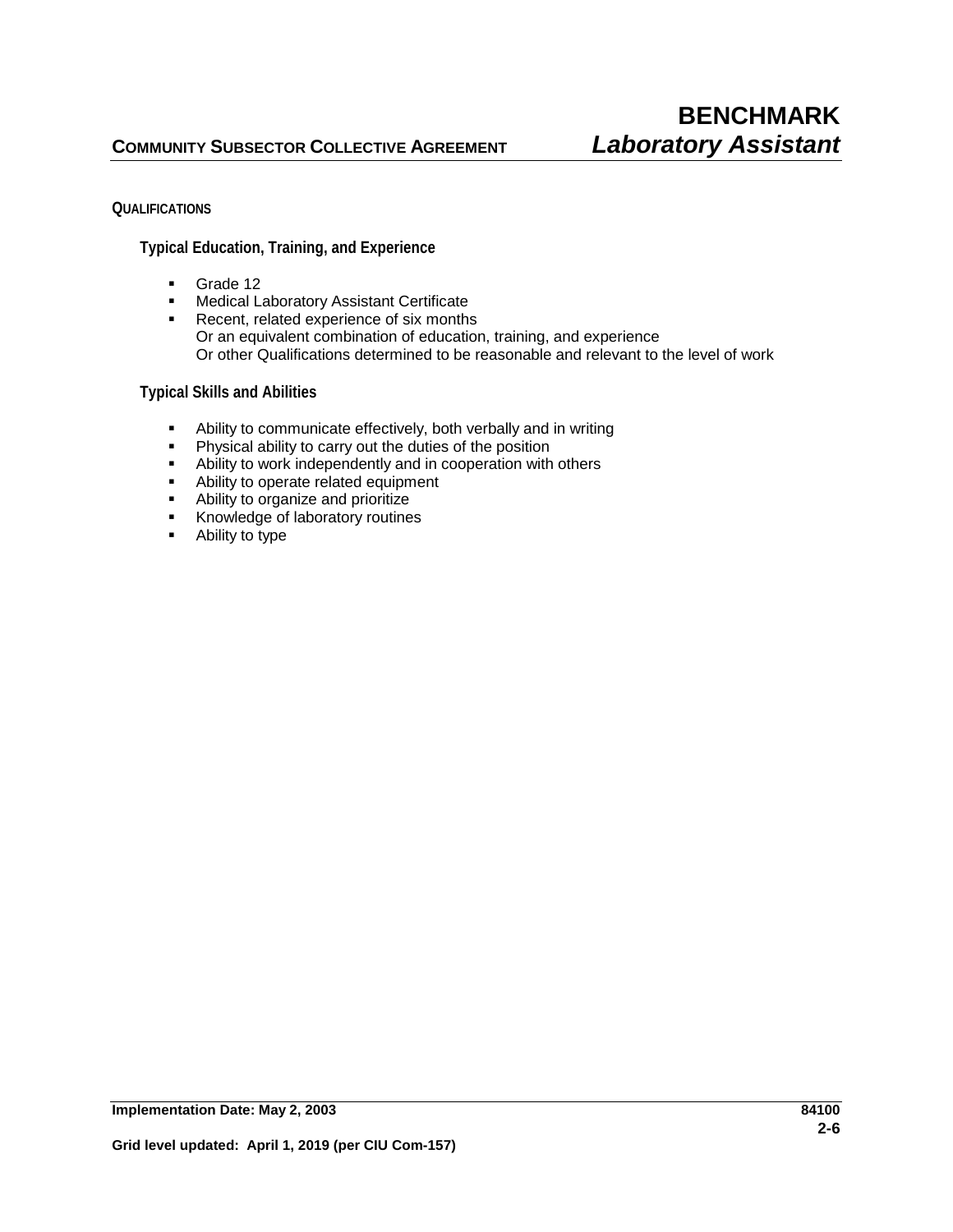## QUALIFICATIONS

### Typical Education, Training, and Experience

- Grade 12
- Medical Laboratory Assistant Certificate
- Recent, related experience of six months
  Or an equivalent combination of education, training, and experience
  Or other Qualifications determined to be reasonable and relevant to the level of work

### Typical Skills and Abilities

- Ability to communicate effectively, both verbally and in writing
- Physical ability to carry out the duties of the position
- Ability to work independently and in cooperation with others
- Ability to operate related equipment
- Ability to organize and prioritize
- Knowledge of laboratory routines
- Ability to type